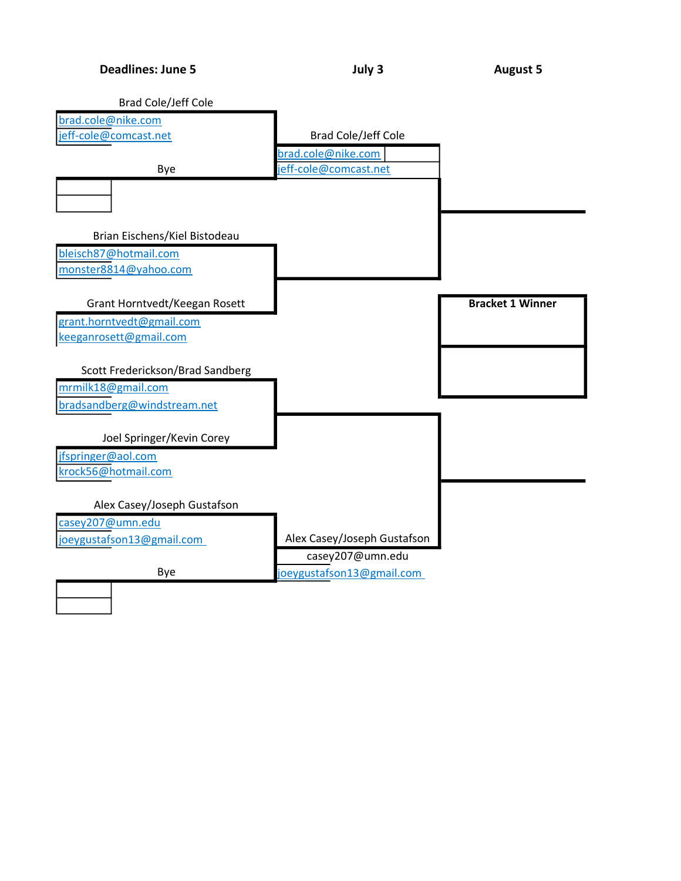**Deadlines: June 5** | **July 3** | **August 5**

## Round 1 (Deadline: June 5)

Brad Cole/Jeff Cole
brad.cole@nike.com
jeff-cole@comcast.net

Bye

Brian Eischens/Kiel Bistodeau
bleisch87@hotmail.com
monster8814@yahoo.com

Grant Horntvedt/Keegan Rosett
grant.horntvedt@gmail.com
keeganrosett@gmail.com

Scott Frederickson/Brad Sandberg
mrmilk18@gmail.com
bradsandberg@windstream.net

Joel Springer/Kevin Corey
jfspringer@aol.com
krock56@hotmail.com

Alex Casey/Joseph Gustafson
casey207@umn.edu
joeygustafson13@gmail.com

Bye

## Round 2 (Deadline: July 3)

Brad Cole/Jeff Cole
brad.cole@nike.com
jeff-cole@comcast.net

Alex Casey/Joseph Gustafson
casey207@umn.edu
joeygustafson13@gmail.com

## Final (Deadline: August 5)

**Bracket 1 Winner**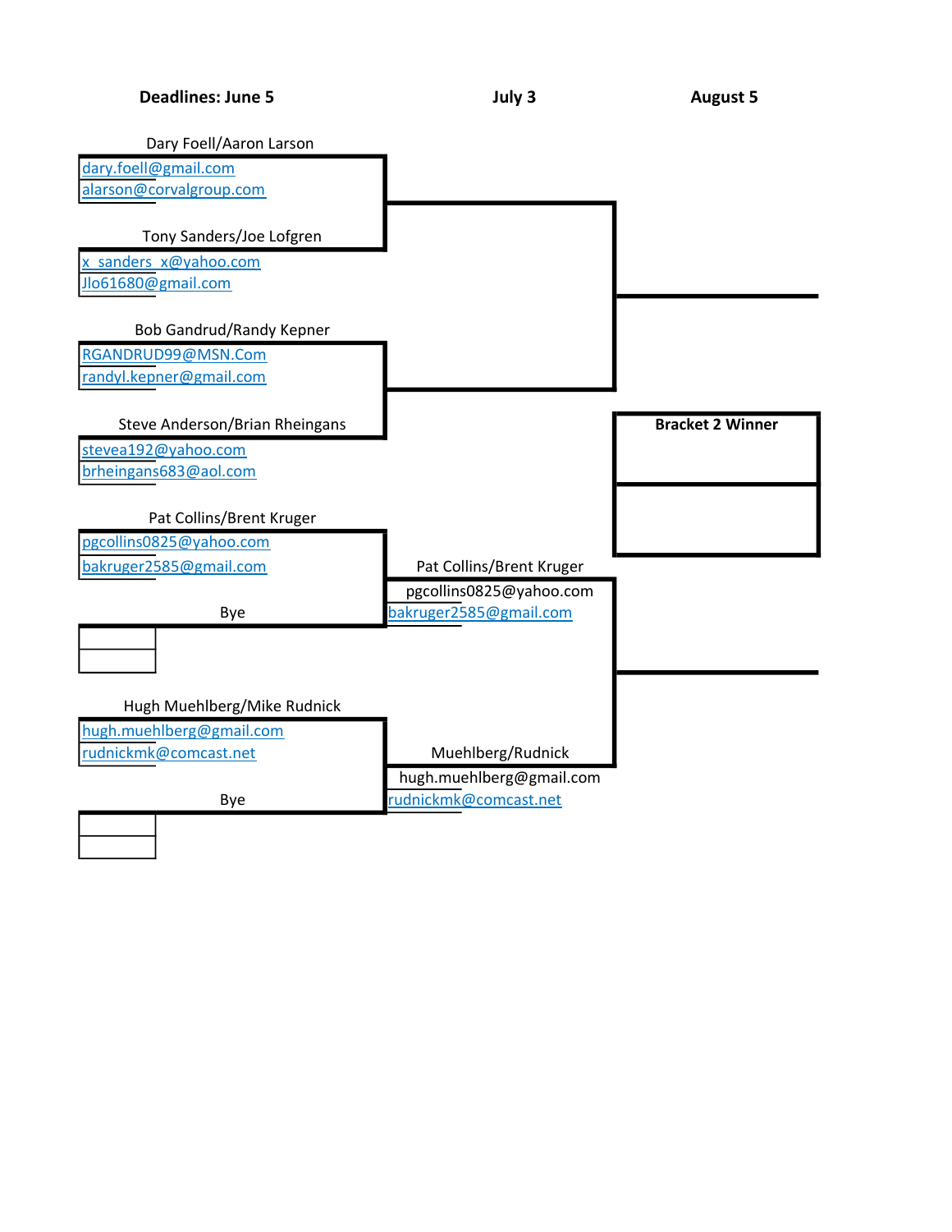**Deadlines: June 5** | **July 3** | **August 5**

Dary Foell/Aaron Larson
dary.foell@gmail.com
alarson@corvalgroup.com

Tony Sanders/Joe Lofgren
x_sanders_x@yahoo.com
Jlo61680@gmail.com

Bob Gandrud/Randy Kepner
RGANDRUD99@MSN.Com
randyl.kepner@gmail.com

Steve Anderson/Brian Rheingans
stevea192@yahoo.com
brheingans683@aol.com

**Bracket 2 Winner**

Pat Collins/Brent Kruger
pgcollins0825@yahoo.com
bakruger2585@gmail.com

Bye

Pat Collins/Brent Kruger
pgcollins0825@yahoo.com
bakruger2585@gmail.com

Hugh Muehlberg/Mike Rudnick
hugh.muehlberg@gmail.com
rudnickmk@comcast.net

Bye

Muehlberg/Rudnick
hugh.muehlberg@gmail.com
rudnickmk@comcast.net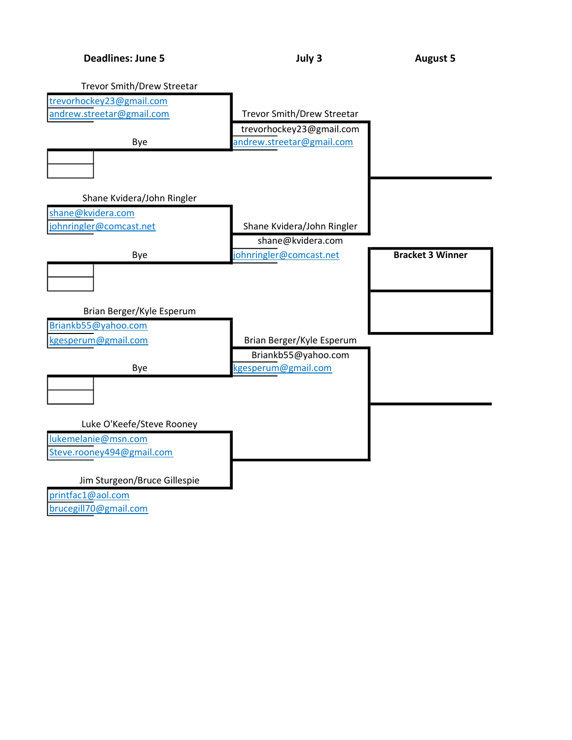**Deadlines: June 5** | **July 3** | **August 5**

**Round 1 (June 5)**

Trevor Smith/Drew Streetar
trevorhockey23@gmail.com
andrew.streetar@gmail.com

Bye

Shane Kvidera/John Ringler
shane@kvidera.com
johnringler@comcast.net

Bye

Brian Berger/Kyle Esperum
Briankb55@yahoo.com
kgesperum@gmail.com

Bye

Luke O'Keefe/Steve Rooney
lukemelanie@msn.com
Steve.rooney494@gmail.com

Jim Sturgeon/Bruce Gillespie
printfac1@aol.com
brucegill70@gmail.com

**Round 2 (July 3)**

Trevor Smith/Drew Streetar
trevorhockey23@gmail.com
andrew.streetar@gmail.com

Shane Kvidera/John Ringler
shane@kvidera.com
johnringler@comcast.net

Brian Berger/Kyle Esperum
Briankb55@yahoo.com
kgesperum@gmail.com

**Bracket 3 Winner**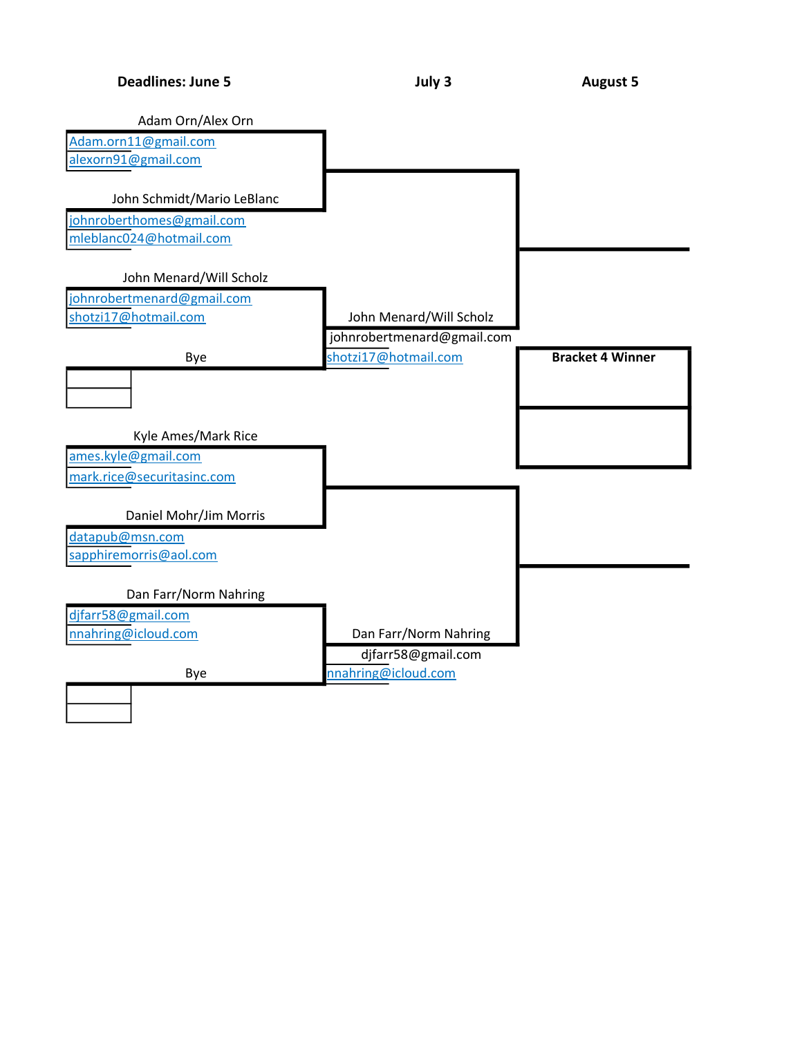**Deadlines: June 5** | **July 3** | **August 5**

Adam Orn/Alex Orn
Adam.orn11@gmail.com
alexorn91@gmail.com

John Schmidt/Mario LeBlanc
johnroberthomes@gmail.com
mleblanc024@hotmail.com

John Menard/Will Scholz
johnrobertmenard@gmail.com
shotzi17@hotmail.com

Bye

Kyle Ames/Mark Rice
ames.kyle@gmail.com
mark.rice@securitasinc.com

Daniel Mohr/Jim Morris
datapub@msn.com
sapphiremorris@aol.com

Dan Farr/Norm Nahring
djfarr58@gmail.com
nnahring@icloud.com

Bye

**July 3**

John Menard/Will Scholz
johnrobertmenard@gmail.com
shotzi17@hotmail.com

Dan Farr/Norm Nahring
djfarr58@gmail.com
nnahring@icloud.com

**August 5**

**Bracket 4 Winner**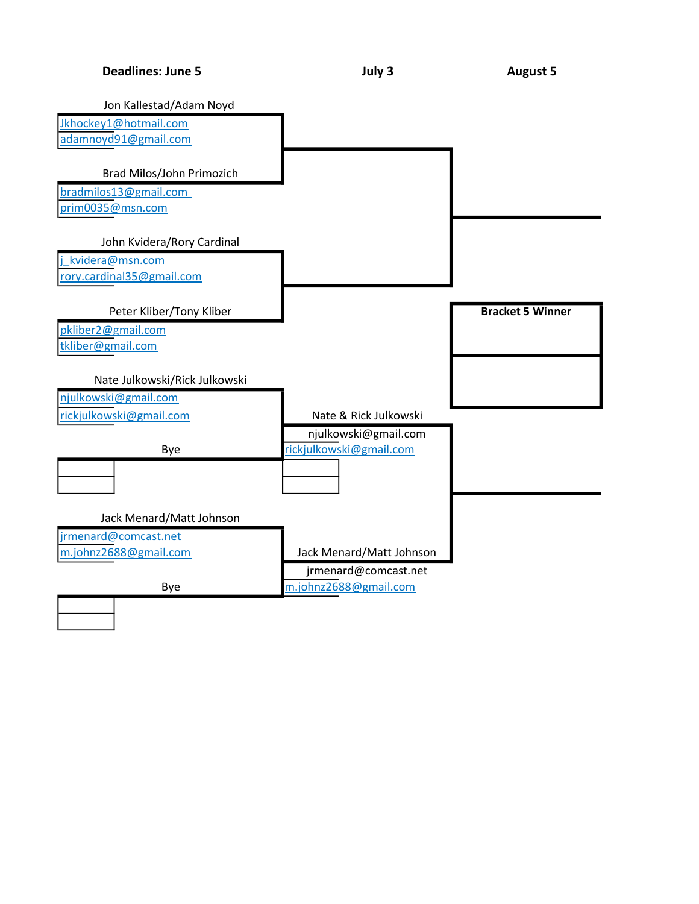**Deadlines: June 5** | **July 3** | **August 5**

### Round 1 (Deadline: June 5)

Jon Kallestad/Adam Noyd
Jkhockey1@hotmail.com
adamnoyd91@gmail.com

Brad Milos/John Primozich
bradmilos13@gmail.com
prim0035@msn.com

John Kvidera/Rory Cardinal
j_kvidera@msn.com
rory.cardinal35@gmail.com

Peter Kliber/Tony Kliber
pkliber2@gmail.com
tkliber@gmail.com

Nate Julkowski/Rick Julkowski
njulkowski@gmail.com
rickjulkowski@gmail.com

Bye

Jack Menard/Matt Johnson
jrmenard@comcast.net
m.johnz2688@gmail.com

Bye

### Round 2 (Deadline: July 3)

Nate & Rick Julkowski
njulkowski@gmail.com
rickjulkowski@gmail.com

Jack Menard/Matt Johnson
jrmenard@comcast.net
m.johnz2688@gmail.com

### Final (Deadline: August 5)

**Bracket 5 Winner**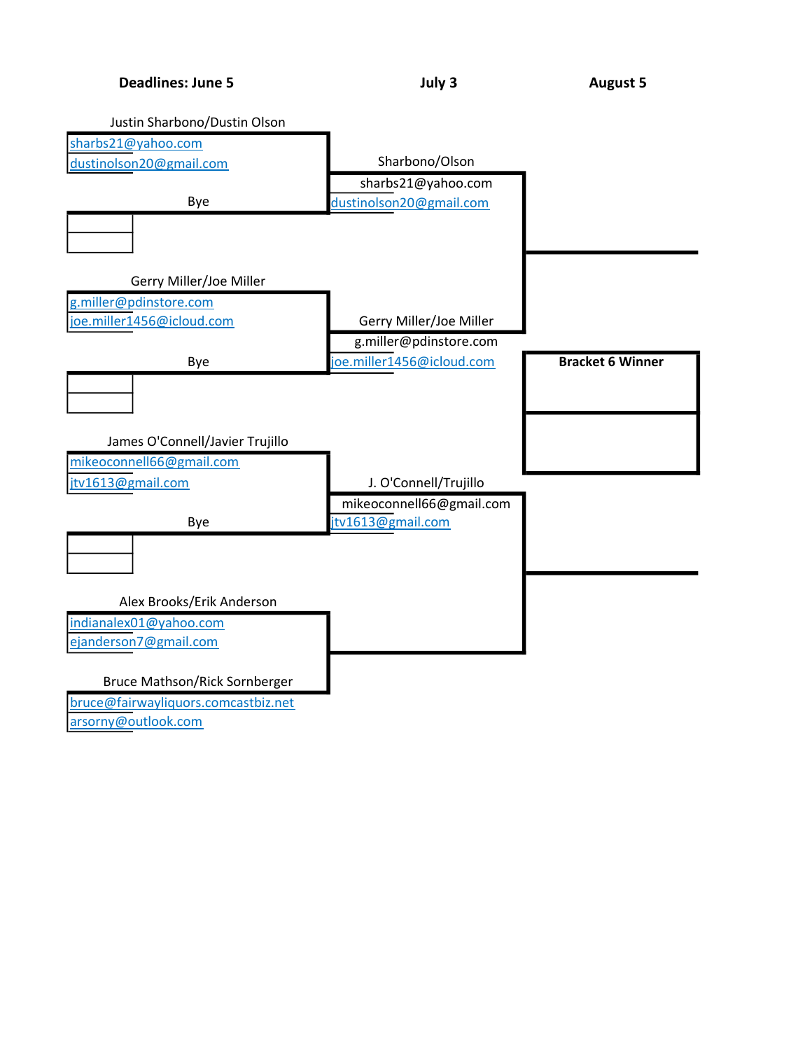**Deadlines: June 5** | **July 3** | **August 5**

**Round 1 (Deadline: June 5)**

Justin Sharbono/Dustin Olson
sharbs21@yahoo.com
dustinolson20@gmail.com

Bye

Gerry Miller/Joe Miller
g.miller@pdinstore.com
joe.miller1456@icloud.com

Bye

James O'Connell/Javier Trujillo
mikeoconnell66@gmail.com
jtv1613@gmail.com

Bye

Alex Brooks/Erik Anderson
indianalex01@yahoo.com
ejanderson7@gmail.com

Bruce Mathson/Rick Sornberger
bruce@fairwayliquors.comcastbiz.net
arsorny@outlook.com

**Round 2 (Deadline: July 3)**

Sharbono/Olson
sharbs21@yahoo.com
dustinolson20@gmail.com

Gerry Miller/Joe Miller
g.miller@pdinstore.com
joe.miller1456@icloud.com

J. O'Connell/Trujillo
mikeoconnell66@gmail.com
jtv1613@gmail.com

**Round 3 (Deadline: August 5)**

**Bracket 6 Winner**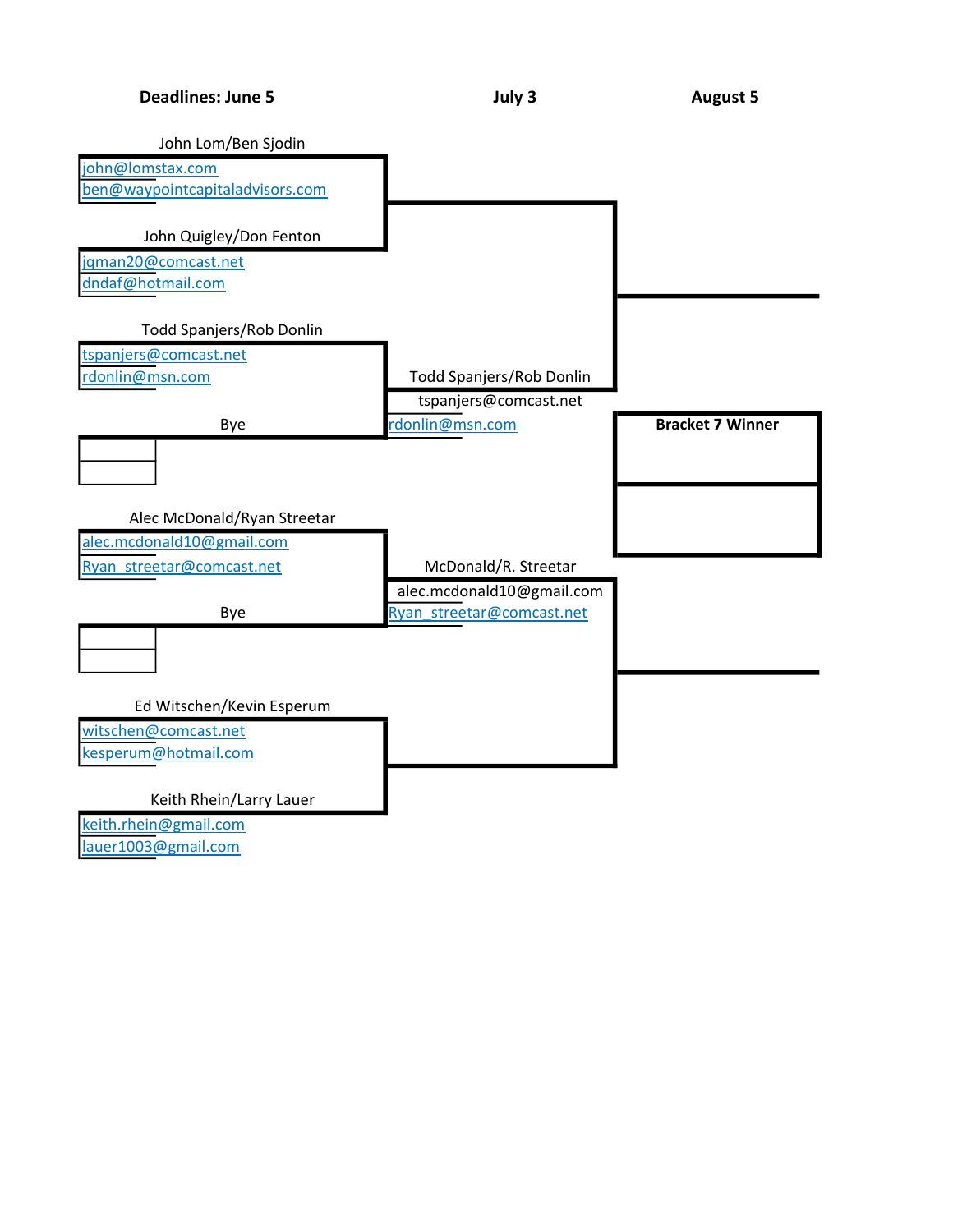**Deadlines: June 5** | **July 3** | **August 5**

John Lom/Ben Sjodin
john@lomstax.com
ben@waypointcapitaladvisors.com

John Quigley/Don Fenton
jqman20@comcast.net
dndaf@hotmail.com

Todd Spanjers/Rob Donlin
tspanjers@comcast.net
rdonlin@msn.com

Bye

Todd Spanjers/Rob Donlin
tspanjers@comcast.net
rdonlin@msn.com

**Bracket 7 Winner**

Alec McDonald/Ryan Streetar
alec.mcdonald10@gmail.com
Ryan_streetar@comcast.net

Bye

McDonald/R. Streetar
alec.mcdonald10@gmail.com
Ryan_streetar@comcast.net

Ed Witschen/Kevin Esperum
witschen@comcast.net
kesperum@hotmail.com

Keith Rhein/Larry Lauer
keith.rhein@gmail.com
lauer1003@gmail.com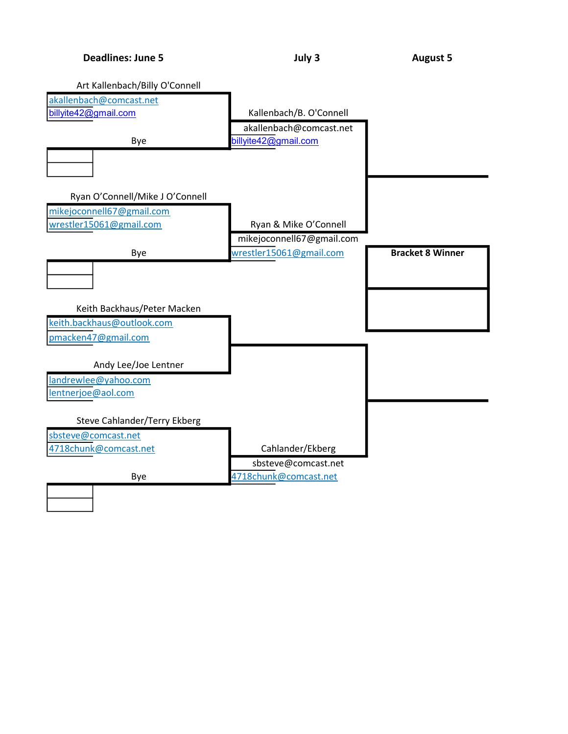**Deadlines: June 5** | **July 3** | **August 5**

Art Kallenbach/Billy O'Connell
akallenbach@comcast.net
billyite42@gmail.com

Bye

Kallenbach/B. O'Connell
akallenbach@comcast.net
billyite42@gmail.com

Ryan O'Connell/Mike J O'Connell
mikejoconnell67@gmail.com
wrestler15061@gmail.com

Bye

Ryan & Mike O'Connell
mikejoconnell67@gmail.com
wrestler15061@gmail.com

**Bracket 8 Winner**

Keith Backhaus/Peter Macken
keith.backhaus@outlook.com
pmacken47@gmail.com

Andy Lee/Joe Lentner
landrewlee@yahoo.com
lentnerjoe@aol.com

Steve Cahlander/Terry Ekberg
sbsteve@comcast.net
4718chunk@comcast.net

Bye

Cahlander/Ekberg
sbsteve@comcast.net
4718chunk@comcast.net